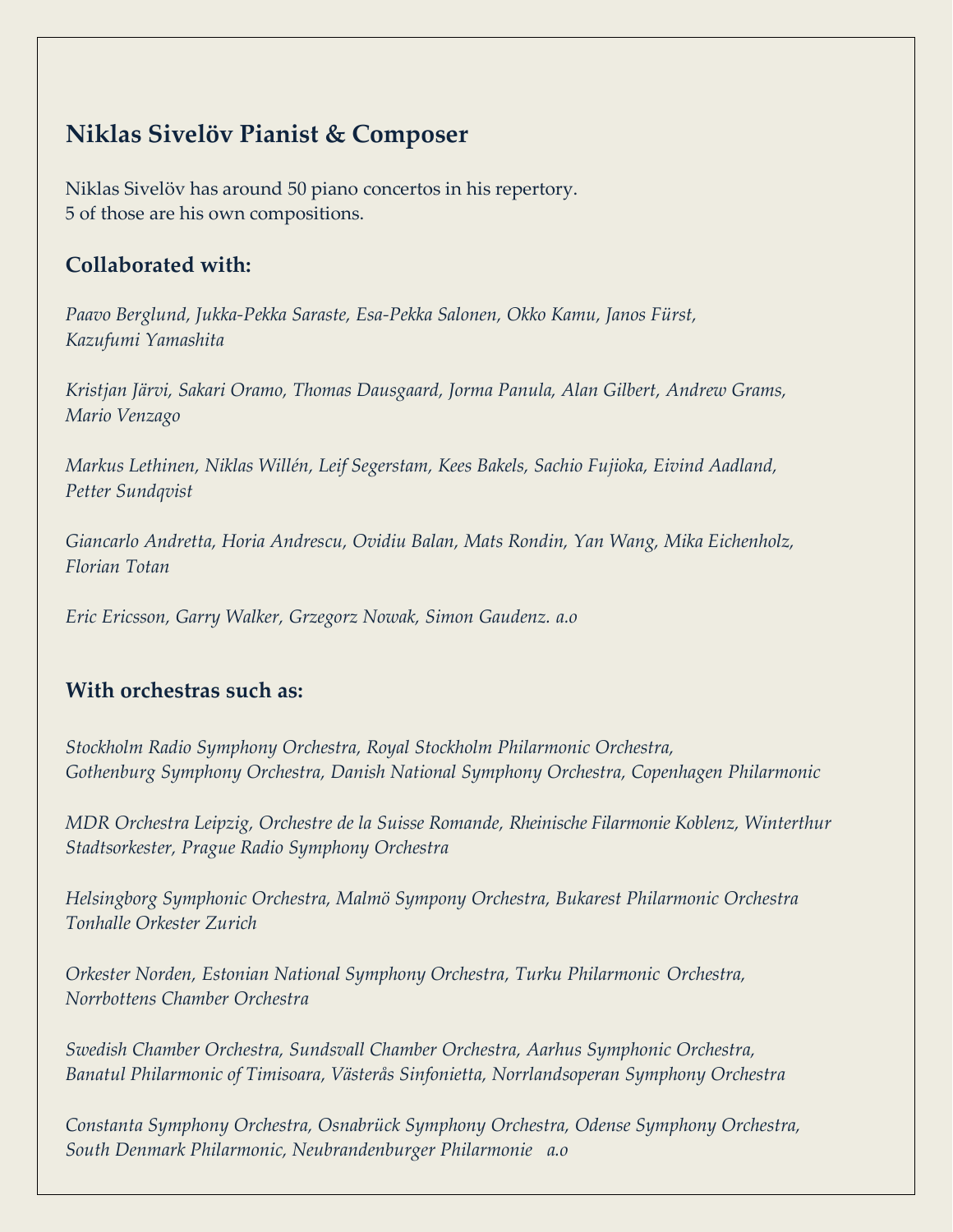## Niklas Sivelöv Pianist & Composer

Niklas Sivelöv has around 50 piano concertos in his repertory.
5 of those are his own compositions.

### Collaborated with:

*Paavo Berglund, Jukka-Pekka Saraste, Esa-Pekka Salonen, Okko Kamu, Janos Fürst, Kazufumi Yamashita*

*Kristjan Järvi, Sakari Oramo, Thomas Dausgaard, Jorma Panula, Alan Gilbert, Andrew Grams, Mario Venzago*

*Markus Lethinen, Niklas Willén, Leif Segerstam, Kees Bakels, Sachio Fujioka, Eivind Aadland, Petter Sundqvist*

*Giancarlo Andretta, Horia Andrescu, Ovidiu Balan, Mats Rondin, Yan Wang, Mika Eichenholz, Florian Totan*

*Eric Ericsson, Garry Walker, Grzegorz Nowak, Simon Gaudenz. a.o*

### With orchestras such as:

*Stockholm Radio Symphony Orchestra, Royal Stockholm Philarmonic Orchestra, Gothenburg Symphony Orchestra, Danish National Symphony Orchestra, Copenhagen Philarmonic*

*MDR Orchestra Leipzig, Orchestre de la Suisse Romande, Rheinische Filarmonie Koblenz, Winterthur Stadtsorkester, Prague Radio Symphony Orchestra*

*Helsingborg Symphonic Orchestra, Malmö Sympony Orchestra, Bukarest Philarmonic Orchestra Tonhalle Orkester Zurich*

*Orkester Norden, Estonian National Symphony Orchestra, Turku Philarmonic Orchestra, Norrbottens Chamber Orchestra*

*Swedish Chamber Orchestra, Sundsvall Chamber Orchestra, Aarhus Symphonic Orchestra, Banatul Philarmonic of Timisoara, Västerås Sinfonietta, Norrlandsoperan Symphony Orchestra*

*Constanta Symphony Orchestra, Osnabrück Symphony Orchestra, Odense Symphony Orchestra, South Denmark Philarmonic, Neubrandenburger Philarmonie a.o*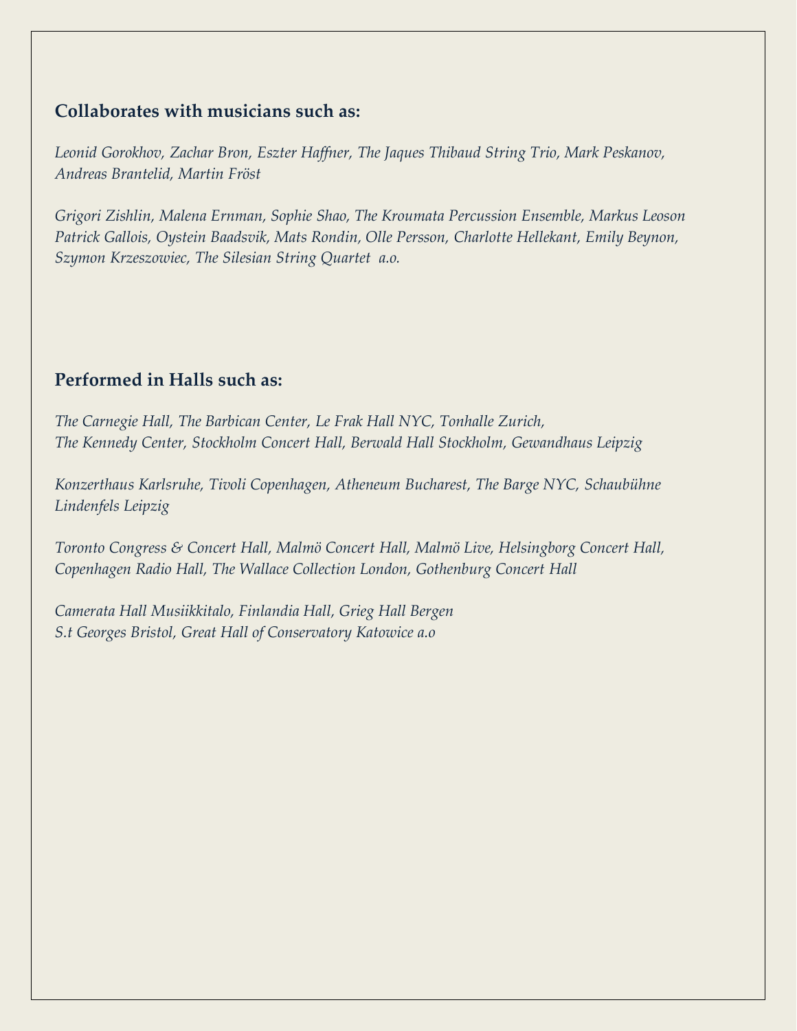### Collaborates with musicians such as:

*Leonid Gorokhov, Zachar Bron, Eszter Haffner, The Jaques Thibaud String Trio, Mark Peskanov, Andreas Brantelid, Martin Fröst*

*Grigori Zishlin, Malena Ernman, Sophie Shao, The Kroumata Percussion Ensemble, Markus Leoson Patrick Gallois, Oystein Baadsvik, Mats Rondin, Olle Persson, Charlotte Hellekant, Emily Beynon, Szymon Krzeszowiec, The Silesian String Quartet a.o.*

### Performed in Halls such as:

*The Carnegie Hall, The Barbican Center, Le Frak Hall NYC, Tonhalle Zurich, The Kennedy Center, Stockholm Concert Hall, Berwald Hall Stockholm, Gewandhaus Leipzig*

*Konzerthaus Karlsruhe, Tivoli Copenhagen, Atheneum Bucharest, The Barge NYC, Schaubühne Lindenfels Leipzig*

*Toronto Congress & Concert Hall, Malmö Concert Hall, Malmö Live, Helsingborg Concert Hall, Copenhagen Radio Hall, The Wallace Collection London, Gothenburg Concert Hall*

*Camerata Hall Musiikkitalo, Finlandia Hall, Grieg Hall Bergen S.t Georges Bristol, Great Hall of Conservatory Katowice a.o*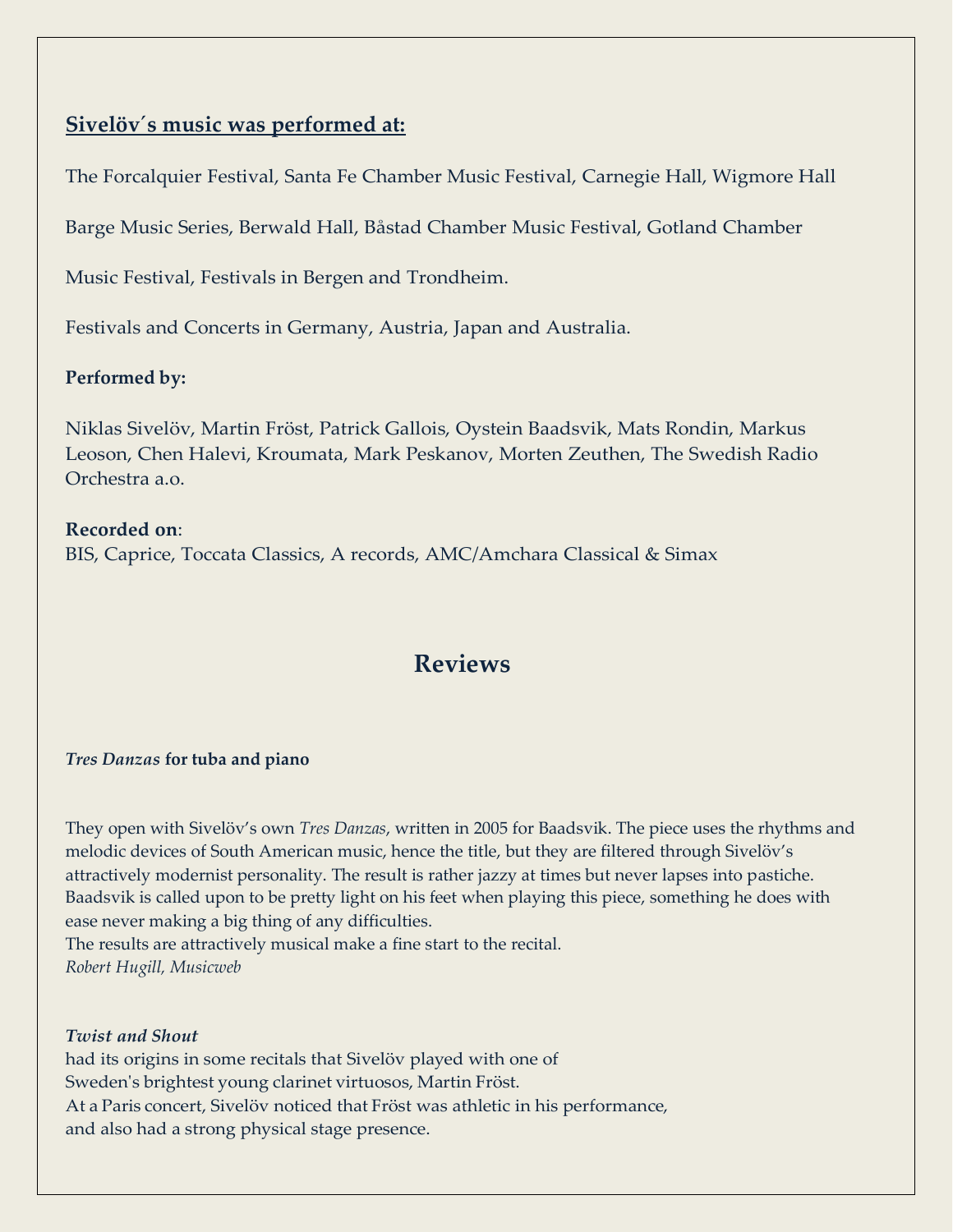**Sivelöv´s music was performed at:**

The Forcalquier Festival, Santa Fe Chamber Music Festival, Carnegie Hall, Wigmore Hall

Barge Music Series, Berwald Hall, Båstad Chamber Music Festival, Gotland Chamber

Music Festival, Festivals in Bergen and Trondheim.

Festivals and Concerts in Germany, Austria, Japan and Australia.

**Performed by:**

Niklas Sivelöv, Martin Fröst, Patrick Gallois, Oystein Baadsvik, Mats Rondin, Markus Leoson, Chen Halevi, Kroumata, Mark Peskanov, Morten Zeuthen, The Swedish Radio Orchestra a.o.

**Recorded on**:
BIS, Caprice, Toccata Classics, A records, AMC/Amchara Classical & Simax

## Reviews

***Tres Danzas* for tuba and piano**

They open with Sivelöv's own *Tres Danzas*, written in 2005 for Baadsvik. The piece uses the rhythms and melodic devices of South American music, hence the title, but they are filtered through Sivelöv's attractively modernist personality. The result is rather jazzy at times but never lapses into pastiche. Baadsvik is called upon to be pretty light on his feet when playing this piece, something he does with ease never making a big thing of any difficulties.
The results are attractively musical make a fine start to the recital.
*Robert Hugill, Musicweb*

***Twist and Shout***
had its origins in some recitals that Sivelöv played with one of Sweden's brightest young clarinet virtuosos, Martin Fröst.
At a Paris concert, Sivelöv noticed that Fröst was athletic in his performance, and also had a strong physical stage presence.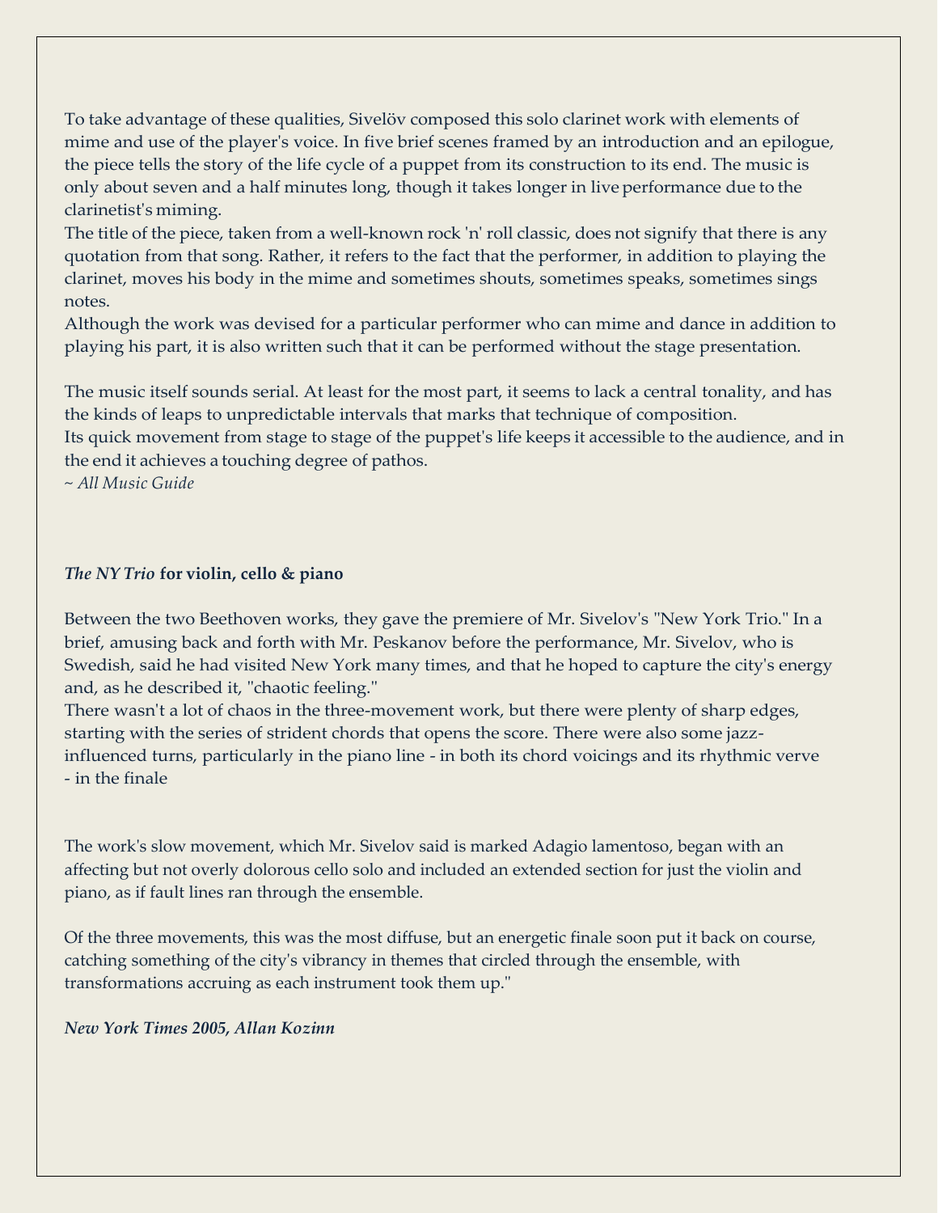To take advantage of these qualities, Sivelöv composed this solo clarinet work with elements of mime and use of the player's voice. In five brief scenes framed by an introduction and an epilogue, the piece tells the story of the life cycle of a puppet from its construction to its end. The music is only about seven and a half minutes long, though it takes longer in live performance due to the clarinetist's miming.
The title of the piece, taken from a well-known rock 'n' roll classic, does not signify that there is any quotation from that song. Rather, it refers to the fact that the performer, in addition to playing the clarinet, moves his body in the mime and sometimes shouts, sometimes speaks, sometimes sings notes.
Although the work was devised for a particular performer who can mime and dance in addition to playing his part, it is also written such that it can be performed without the stage presentation.

The music itself sounds serial. At least for the most part, it seems to lack a central tonality, and has the kinds of leaps to unpredictable intervals that marks that technique of composition.
Its quick movement from stage to stage of the puppet's life keeps it accessible to the audience, and in the end it achieves a touching degree of pathos.
*~ All Music Guide*

***The NY Trio* for violin, cello & piano**

Between the two Beethoven works, they gave the premiere of Mr. Sivelov's "New York Trio." In a brief, amusing back and forth with Mr. Peskanov before the performance, Mr. Sivelov, who is Swedish, said he had visited New York many times, and that he hoped to capture the city's energy and, as he described it, "chaotic feeling."
There wasn't a lot of chaos in the three-movement work, but there were plenty of sharp edges, starting with the series of strident chords that opens the score. There were also some jazz-influenced turns, particularly in the piano line - in both its chord voicings and its rhythmic verve - in the finale

The work's slow movement, which Mr. Sivelov said is marked Adagio lamentoso, began with an affecting but not overly dolorous cello solo and included an extended section for just the violin and piano, as if fault lines ran through the ensemble.

Of the three movements, this was the most diffuse, but an energetic finale soon put it back on course, catching something of the city's vibrancy in themes that circled through the ensemble, with transformations accruing as each instrument took them up."

***New York Times 2005, Allan Kozinn***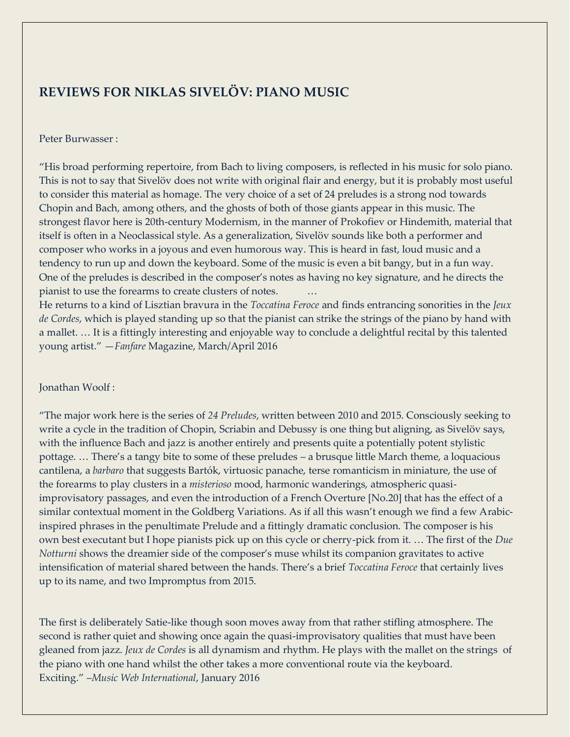## REVIEWS FOR NIKLAS SIVELÖV: PIANO MUSIC

Peter Burwasser :

"His broad performing repertoire, from Bach to living composers, is reflected in his music for solo piano. This is not to say that Sivelöv does not write with original flair and energy, but it is probably most useful to consider this material as homage. The very choice of a set of 24 preludes is a strong nod towards Chopin and Bach, among others, and the ghosts of both of those giants appear in this music. The strongest flavor here is 20th-century Modernism, in the manner of Prokofiev or Hindemith, material that itself is often in a Neoclassical style. As a generalization, Sivelöv sounds like both a performer and composer who works in a joyous and even humorous way. This is heard in fast, loud music and a tendency to run up and down the keyboard. Some of the music is even a bit bangy, but in a fun way. One of the preludes is described in the composer's notes as having no key signature, and he directs the pianist to use the forearms to create clusters of notes. …
He returns to a kind of Lisztian bravura in the *Toccatina Feroce* and finds entrancing sonorities in the *Jeux de Cordes*, which is played standing up so that the pianist can strike the strings of the piano by hand with a mallet. … It is a fittingly interesting and enjoyable way to conclude a delightful recital by this talented young artist." —*Fanfare* Magazine, March/April 2016

Jonathan Woolf :

"The major work here is the series of *24 Preludes*, written between 2010 and 2015. Consciously seeking to write a cycle in the tradition of Chopin, Scriabin and Debussy is one thing but aligning, as Sivelöv says, with the influence Bach and jazz is another entirely and presents quite a potentially potent stylistic pottage. … There's a tangy bite to some of these preludes – a brusque little March theme, a loquacious cantilena, a *barbaro* that suggests Bartók, virtuosic panache, terse romanticism in miniature, the use of the forearms to play clusters in a *misterioso* mood, harmonic wanderings, atmospheric quasi-improvisatory passages, and even the introduction of a French Overture [No.20] that has the effect of a similar contextual moment in the Goldberg Variations. As if all this wasn't enough we find a few Arabic-inspired phrases in the penultimate Prelude and a fittingly dramatic conclusion. The composer is his own best executant but I hope pianists pick up on this cycle or cherry-pick from it. … The first of the *Due Notturni* shows the dreamier side of the composer's muse whilst its companion gravitates to active intensification of material shared between the hands. There's a brief *Toccatina Feroce* that certainly lives up to its name, and two Impromptus from 2015.

The first is deliberately Satie-like though soon moves away from that rather stifling atmosphere. The second is rather quiet and showing once again the quasi-improvisatory qualities that must have been gleaned from jazz. *Jeux de Cordes* is all dynamism and rhythm. He plays with the mallet on the strings of the piano with one hand whilst the other takes a more conventional route via the keyboard. Exciting." –*Music Web International*, January 2016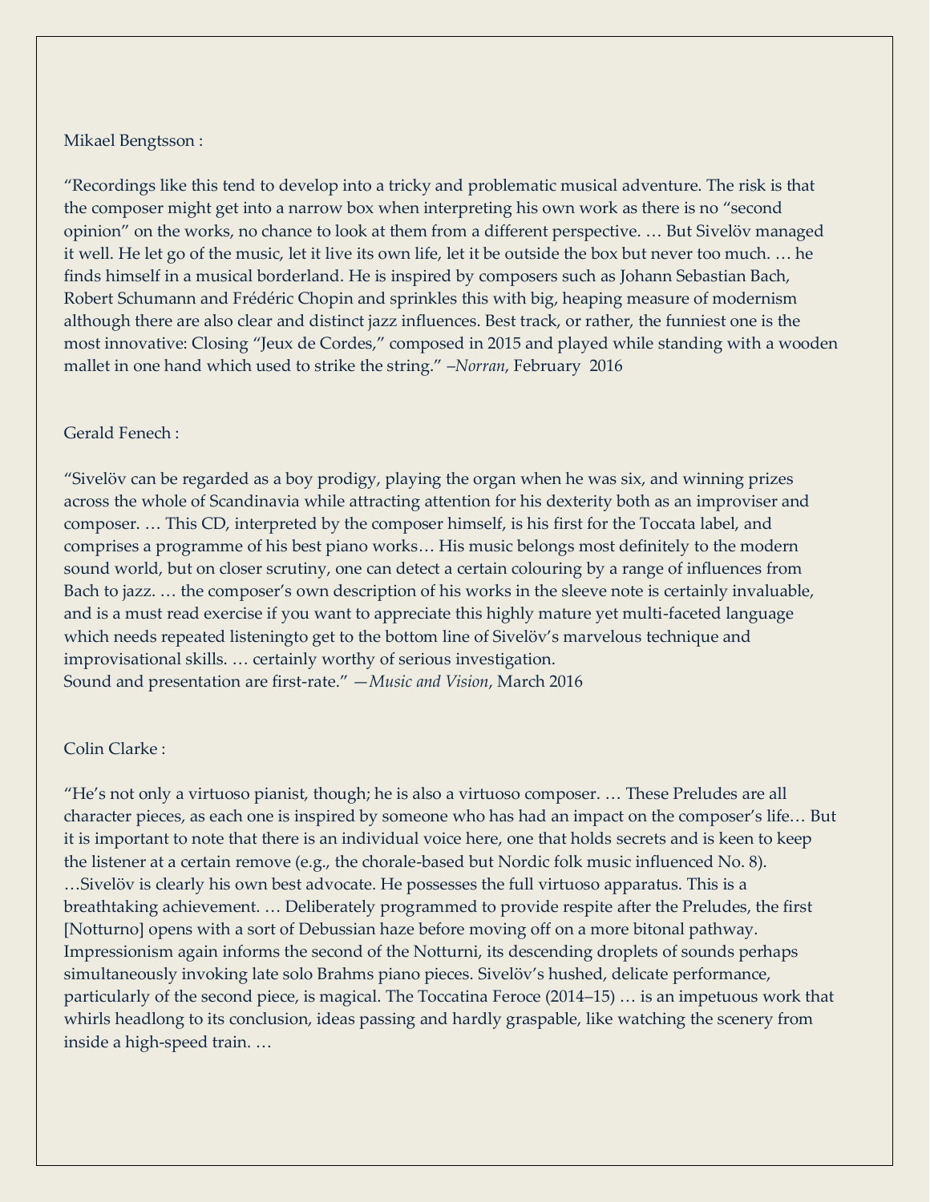Mikael Bengtsson :

"Recordings like this tend to develop into a tricky and problematic musical adventure. The risk is that the composer might get into a narrow box when interpreting his own work as there is no "second opinion" on the works, no chance to look at them from a different perspective. … But Sivelöv managed it well. He let go of the music, let it live its own life, let it be outside the box but never too much. … he finds himself in a musical borderland. He is inspired by composers such as Johann Sebastian Bach, Robert Schumann and Frédéric Chopin and sprinkles this with big, heaping measure of modernism although there are also clear and distinct jazz influences. Best track, or rather, the funniest one is the most innovative: Closing "Jeux de Cordes," composed in 2015 and played while standing with a wooden mallet in one hand which used to strike the string." –*Norran*, February 2016

Gerald Fenech :

"Sivelöv can be regarded as a boy prodigy, playing the organ when he was six, and winning prizes across the whole of Scandinavia while attracting attention for his dexterity both as an improviser and composer. … This CD, interpreted by the composer himself, is his first for the Toccata label, and comprises a programme of his best piano works… His music belongs most definitely to the modern sound world, but on closer scrutiny, one can detect a certain colouring by a range of influences from Bach to jazz. … the composer's own description of his works in the sleeve note is certainly invaluable, and is a must read exercise if you want to appreciate this highly mature yet multi-faceted language which needs repeated listeningto get to the bottom line of Sivelöv's marvelous technique and improvisational skills. … certainly worthy of serious investigation.
Sound and presentation are first-rate." —*Music and Vision*, March 2016

Colin Clarke :

"He's not only a virtuoso pianist, though; he is also a virtuoso composer. … These Preludes are all character pieces, as each one is inspired by someone who has had an impact on the composer's life… But it is important to note that there is an individual voice here, one that holds secrets and is keen to keep the listener at a certain remove (e.g., the chorale-based but Nordic folk music influenced No. 8). …Sivelöv is clearly his own best advocate. He possesses the full virtuoso apparatus. This is a breathtaking achievement. … Deliberately programmed to provide respite after the Preludes, the first [Notturno] opens with a sort of Debussian haze before moving off on a more bitonal pathway. Impressionism again informs the second of the Notturni, its descending droplets of sounds perhaps simultaneously invoking late solo Brahms piano pieces. Sivelöv's hushed, delicate performance, particularly of the second piece, is magical. The Toccatina Feroce (2014–15) … is an impetuous work that whirls headlong to its conclusion, ideas passing and hardly graspable, like watching the scenery from inside a high-speed train. …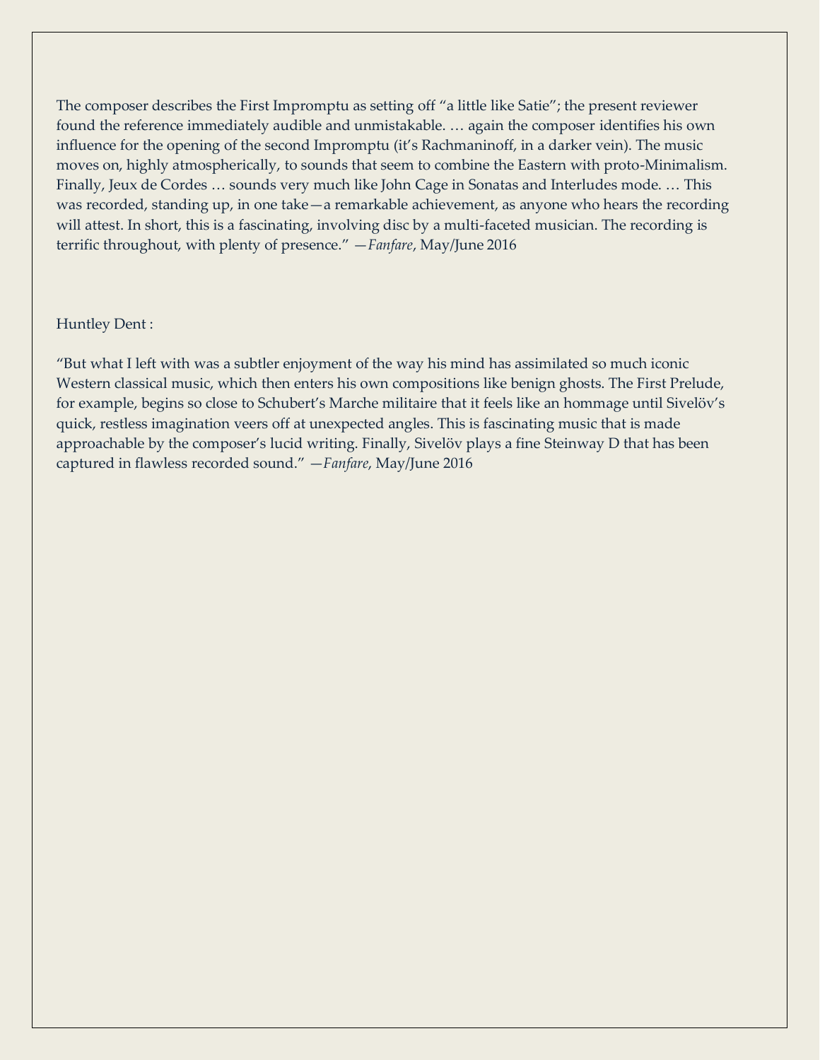The composer describes the First Impromptu as setting off “a little like Satie”; the present reviewer found the reference immediately audible and unmistakable. … again the composer identifies his own influence for the opening of the second Impromptu (it’s Rachmaninoff, in a darker vein). The music moves on, highly atmospherically, to sounds that seem to combine the Eastern with proto-Minimalism. Finally, Jeux de Cordes … sounds very much like John Cage in Sonatas and Interludes mode. … This was recorded, standing up, in one take—a remarkable achievement, as anyone who hears the recording will attest. In short, this is a fascinating, involving disc by a multi-faceted musician. The recording is terrific throughout, with plenty of presence.” —*Fanfare*, May/June 2016

Huntley Dent :

“But what I left with was a subtler enjoyment of the way his mind has assimilated so much iconic Western classical music, which then enters his own compositions like benign ghosts. The First Prelude, for example, begins so close to Schubert’s Marche militaire that it feels like an hommage until Sivelöv’s quick, restless imagination veers off at unexpected angles. This is fascinating music that is made approachable by the composer’s lucid writing. Finally, Sivelöv plays a fine Steinway D that has been captured in flawless recorded sound.” —*Fanfare*, May/June 2016